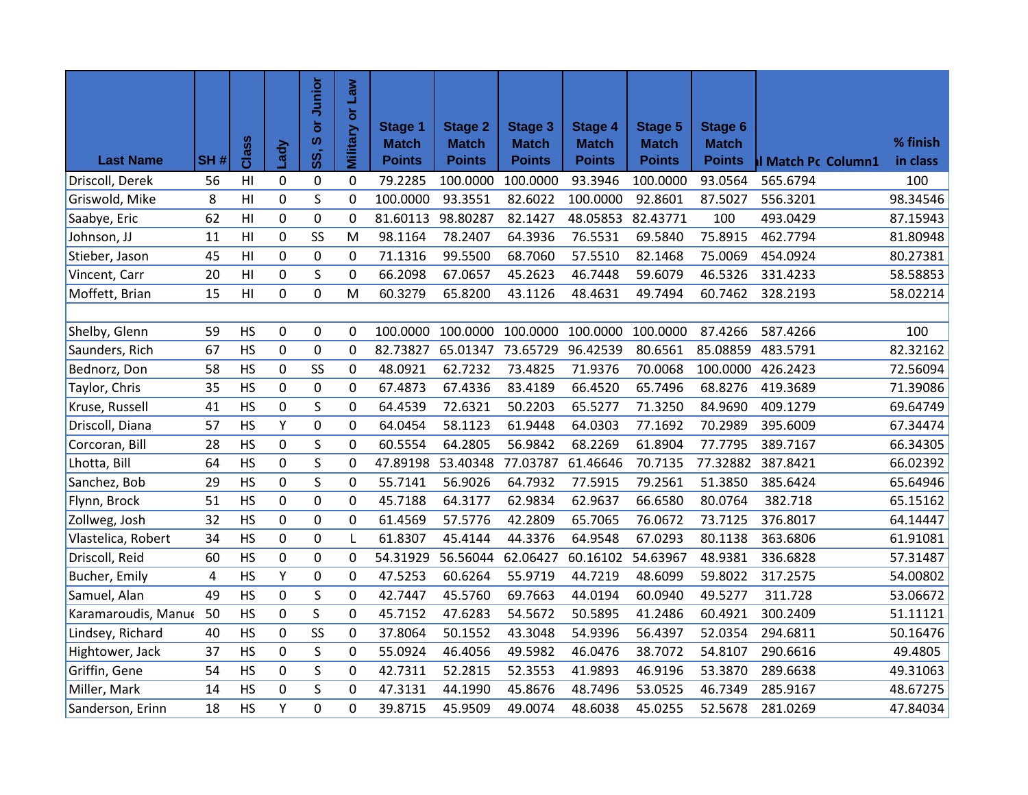| Last Name | SH # | Class | Lady | SS, S or Junior | Military or Law | Stage 1 Match Points | Stage 2 Match Points | Stage 3 Match Points | Stage 4 Match Points | Stage 5 Match Points | Stage 6 Match Points | l Match Pc | Column1 | % finish in class |
|---|---|---|---|---|---|---|---|---|---|---|---|---|---|---|
| Driscoll, Derek | 56 | HI | 0 | 0 | 0 | 79.2285 | 100.0000 | 100.0000 | 93.3946 | 100.0000 | 93.0564 | 565.6794 | | 100 |
| Griswold, Mike | 8 | HI | 0 | S | 0 | 100.0000 | 93.3551 | 82.6022 | 100.0000 | 92.8601 | 87.5027 | 556.3201 | | 98.34546 |
| Saabye, Eric | 62 | HI | 0 | 0 | 0 | 81.60113 | 98.80287 | 82.1427 | 48.05853 | 82.43771 | 100 | 493.0429 | | 87.15943 |
| Johnson, JJ | 11 | HI | 0 | SS | M | 98.1164 | 78.2407 | 64.3936 | 76.5531 | 69.5840 | 75.8915 | 462.7794 | | 81.80948 |
| Stieber, Jason | 45 | HI | 0 | 0 | 0 | 71.1316 | 99.5500 | 68.7060 | 57.5510 | 82.1468 | 75.0069 | 454.0924 | | 80.27381 |
| Vincent, Carr | 20 | HI | 0 | S | 0 | 66.2098 | 67.0657 | 45.2623 | 46.7448 | 59.6079 | 46.5326 | 331.4233 | | 58.58853 |
| Moffett, Brian | 15 | HI | 0 | 0 | M | 60.3279 | 65.8200 | 43.1126 | 48.4631 | 49.7494 | 60.7462 | 328.2193 | | 58.02214 |
| | | | | | | | | | | | | | | |
| Shelby, Glenn | 59 | HS | 0 | 0 | 0 | 100.0000 | 100.0000 | 100.0000 | 100.0000 | 100.0000 | 87.4266 | 587.4266 | | 100 |
| Saunders, Rich | 67 | HS | 0 | 0 | 0 | 82.73827 | 65.01347 | 73.65729 | 96.42539 | 80.6561 | 85.08859 | 483.5791 | | 82.32162 |
| Bednorz, Don | 58 | HS | 0 | SS | 0 | 48.0921 | 62.7232 | 73.4825 | 71.9376 | 70.0068 | 100.0000 | 426.2423 | | 72.56094 |
| Taylor, Chris | 35 | HS | 0 | 0 | 0 | 67.4873 | 67.4336 | 83.4189 | 66.4520 | 65.7496 | 68.8276 | 419.3689 | | 71.39086 |
| Kruse, Russell | 41 | HS | 0 | S | 0 | 64.4539 | 72.6321 | 50.2203 | 65.5277 | 71.3250 | 84.9690 | 409.1279 | | 69.64749 |
| Driscoll, Diana | 57 | HS | Y | 0 | 0 | 64.0454 | 58.1123 | 61.9448 | 64.0303 | 77.1692 | 70.2989 | 395.6009 | | 67.34474 |
| Corcoran, Bill | 28 | HS | 0 | S | 0 | 60.5554 | 64.2805 | 56.9842 | 68.2269 | 61.8904 | 77.7795 | 389.7167 | | 66.34305 |
| Lhotta, Bill | 64 | HS | 0 | S | 0 | 47.89198 | 53.40348 | 77.03787 | 61.46646 | 70.7135 | 77.32882 | 387.8421 | | 66.02392 |
| Sanchez, Bob | 29 | HS | 0 | S | 0 | 55.7141 | 56.9026 | 64.7932 | 77.5915 | 79.2561 | 51.3850 | 385.6424 | | 65.64946 |
| Flynn, Brock | 51 | HS | 0 | 0 | 0 | 45.7188 | 64.3177 | 62.9834 | 62.9637 | 66.6580 | 80.0764 | 382.718 | | 65.15162 |
| Zollweg, Josh | 32 | HS | 0 | 0 | 0 | 61.4569 | 57.5776 | 42.2809 | 65.7065 | 76.0672 | 73.7125 | 376.8017 | | 64.14447 |
| Vlastelica, Robert | 34 | HS | 0 | 0 | L | 61.8307 | 45.4144 | 44.3376 | 64.9548 | 67.0293 | 80.1138 | 363.6806 | | 61.91081 |
| Driscoll, Reid | 60 | HS | 0 | 0 | 0 | 54.31929 | 56.56044 | 62.06427 | 60.16102 | 54.63967 | 48.9381 | 336.6828 | | 57.31487 |
| Bucher, Emily | 4 | HS | Y | 0 | 0 | 47.5253 | 60.6264 | 55.9719 | 44.7219 | 48.6099 | 59.8022 | 317.2575 | | 54.00802 |
| Samuel, Alan | 49 | HS | 0 | S | 0 | 42.7447 | 45.5760 | 69.7663 | 44.0194 | 60.0940 | 49.5277 | 311.728 | | 53.06672 |
| Karamaroudis, Manue | 50 | HS | 0 | S | 0 | 45.7152 | 47.6283 | 54.5672 | 50.5895 | 41.2486 | 60.4921 | 300.2409 | | 51.11121 |
| Lindsey, Richard | 40 | HS | 0 | SS | 0 | 37.8064 | 50.1552 | 43.3048 | 54.9396 | 56.4397 | 52.0354 | 294.6811 | | 50.16476 |
| Hightower, Jack | 37 | HS | 0 | S | 0 | 55.0924 | 46.4056 | 49.5982 | 46.0476 | 38.7072 | 54.8107 | 290.6616 | | 49.4805 |
| Griffin, Gene | 54 | HS | 0 | S | 0 | 42.7311 | 52.2815 | 52.3553 | 41.9893 | 46.9196 | 53.3870 | 289.6638 | | 49.31063 |
| Miller, Mark | 14 | HS | 0 | S | 0 | 47.3131 | 44.1990 | 45.8676 | 48.7496 | 53.0525 | 46.7349 | 285.9167 | | 48.67275 |
| Sanderson, Erinn | 18 | HS | Y | 0 | 0 | 39.8715 | 45.9509 | 49.0074 | 48.6038 | 45.0255 | 52.5678 | 281.0269 | | 47.84034 |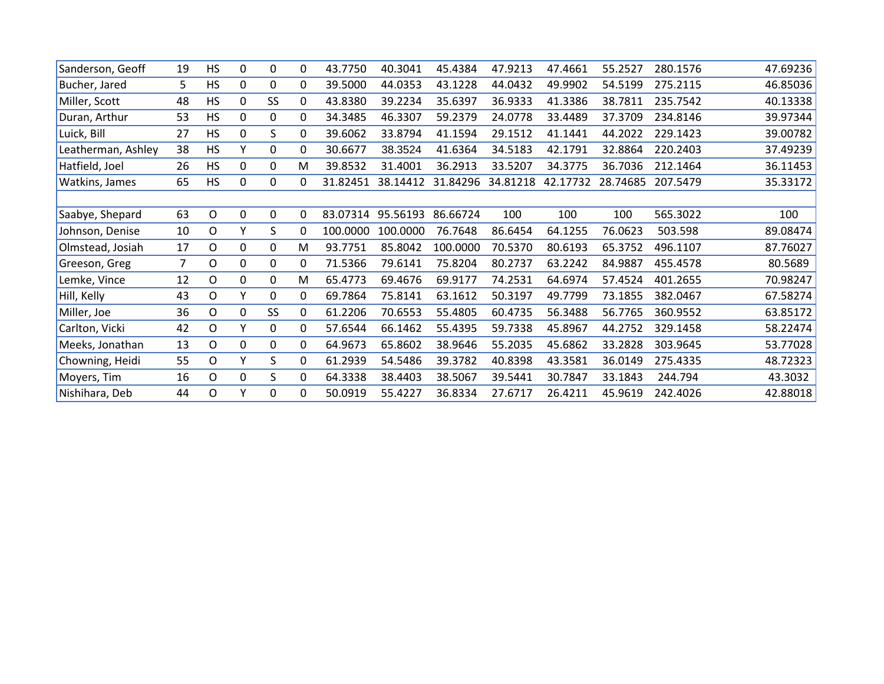| | | | | | | | | | | | | | |
|---|---|---|---|---|---|---|---|---|---|---|---|---|---|
| Sanderson, Geoff | 19 | HS | 0 | 0 | 0 | 43.7750 | 40.3041 | 45.4384 | 47.9213 | 47.4661 | 55.2527 | 280.1576 | 47.69236 |
| Bucher, Jared | 5 | HS | 0 | 0 | 0 | 39.5000 | 44.0353 | 43.1228 | 44.0432 | 49.9902 | 54.5199 | 275.2115 | 46.85036 |
| Miller, Scott | 48 | HS | 0 | SS | 0 | 43.8380 | 39.2234 | 35.6397 | 36.9333 | 41.3386 | 38.7811 | 235.7542 | 40.13338 |
| Duran, Arthur | 53 | HS | 0 | 0 | 0 | 34.3485 | 46.3307 | 59.2379 | 24.0778 | 33.4489 | 37.3709 | 234.8146 | 39.97344 |
| Luick, Bill | 27 | HS | 0 | S | 0 | 39.6062 | 33.8794 | 41.1594 | 29.1512 | 41.1441 | 44.2022 | 229.1423 | 39.00782 |
| Leatherman, Ashley | 38 | HS | Y | 0 | 0 | 30.6677 | 38.3524 | 41.6364 | 34.5183 | 42.1791 | 32.8864 | 220.2403 | 37.49239 |
| Hatfield, Joel | 26 | HS | 0 | 0 | M | 39.8532 | 31.4001 | 36.2913 | 33.5207 | 34.3775 | 36.7036 | 212.1464 | 36.11453 |
| Watkins, James | 65 | HS | 0 | 0 | 0 | 31.82451 | 38.14412 | 31.84296 | 34.81218 | 42.17732 | 28.74685 | 207.5479 | 35.33172 |
| | | | | | | | | | | | | | |
| Saabye, Shepard | 63 | O | 0 | 0 | 0 | 83.07314 | 95.56193 | 86.66724 | 100 | 100 | 100 | 565.3022 | 100 |
| Johnson, Denise | 10 | O | Y | S | 0 | 100.0000 | 100.0000 | 76.7648 | 86.6454 | 64.1255 | 76.0623 | 503.598 | 89.08474 |
| Olmstead, Josiah | 17 | O | 0 | 0 | M | 93.7751 | 85.8042 | 100.0000 | 70.5370 | 80.6193 | 65.3752 | 496.1107 | 87.76027 |
| Greeson, Greg | 7 | O | 0 | 0 | 0 | 71.5366 | 79.6141 | 75.8204 | 80.2737 | 63.2242 | 84.9887 | 455.4578 | 80.5689 |
| Lemke, Vince | 12 | O | 0 | 0 | M | 65.4773 | 69.4676 | 69.9177 | 74.2531 | 64.6974 | 57.4524 | 401.2655 | 70.98247 |
| Hill, Kelly | 43 | O | Y | 0 | 0 | 69.7864 | 75.8141 | 63.1612 | 50.3197 | 49.7799 | 73.1855 | 382.0467 | 67.58274 |
| Miller, Joe | 36 | O | 0 | SS | 0 | 61.2206 | 70.6553 | 55.4805 | 60.4735 | 56.3488 | 56.7765 | 360.9552 | 63.85172 |
| Carlton, Vicki | 42 | O | Y | 0 | 0 | 57.6544 | 66.1462 | 55.4395 | 59.7338 | 45.8967 | 44.2752 | 329.1458 | 58.22474 |
| Meeks, Jonathan | 13 | O | 0 | 0 | 0 | 64.9673 | 65.8602 | 38.9646 | 55.2035 | 45.6862 | 33.2828 | 303.9645 | 53.77028 |
| Chowning, Heidi | 55 | O | Y | S | 0 | 61.2939 | 54.5486 | 39.3782 | 40.8398 | 43.3581 | 36.0149 | 275.4335 | 48.72323 |
| Moyers, Tim | 16 | O | 0 | S | 0 | 64.3338 | 38.4403 | 38.5067 | 39.5441 | 30.7847 | 33.1843 | 244.794 | 43.3032 |
| Nishihara, Deb | 44 | O | Y | 0 | 0 | 50.0919 | 55.4227 | 36.8334 | 27.6717 | 26.4211 | 45.9619 | 242.4026 | 42.88018 |